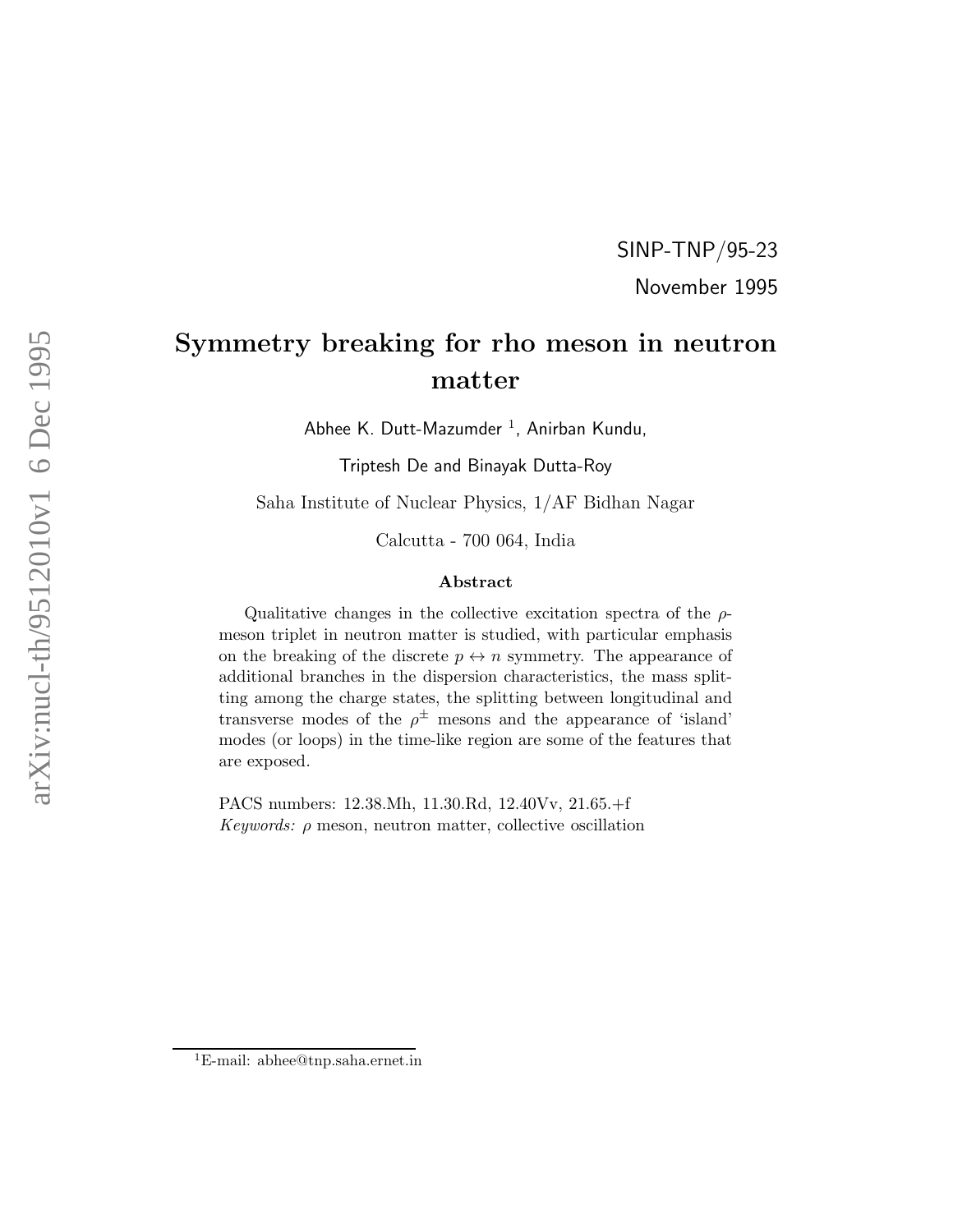SINP-TNP/95-23

November 1995

# Symmetry breaking for rho meson in neutron matter

Abhee K. Dutt-Mazumder [1], Anirban Kundu,

Triptesh De and Binayak Dutta-Roy

Saha Institute of Nuclear Physics, 1/AF Bidhan Nagar

Calcutta - 700 064, India

### Abstract

Qualitative changes in the collective excitation spectra of the $\rho$-meson triplet in neutron matter is studied, with particular emphasis on the breaking of the discrete $p \leftrightarrow n$ symmetry. The appearance of additional branches in the dispersion characteristics, the mass splitting among the charge states, the splitting between longitudinal and transverse modes of the $\rho^{\pm}$ mesons and the appearance of 'island' modes (or loops) in the time-like region are some of the features that are exposed.

PACS numbers: 12.38.Mh, 11.30.Rd, 12.40Vv, 21.65.+f

*Keywords:* $\rho$ meson, neutron matter, collective oscillation

[1] E-mail: abhee@tnp.saha.ernet.in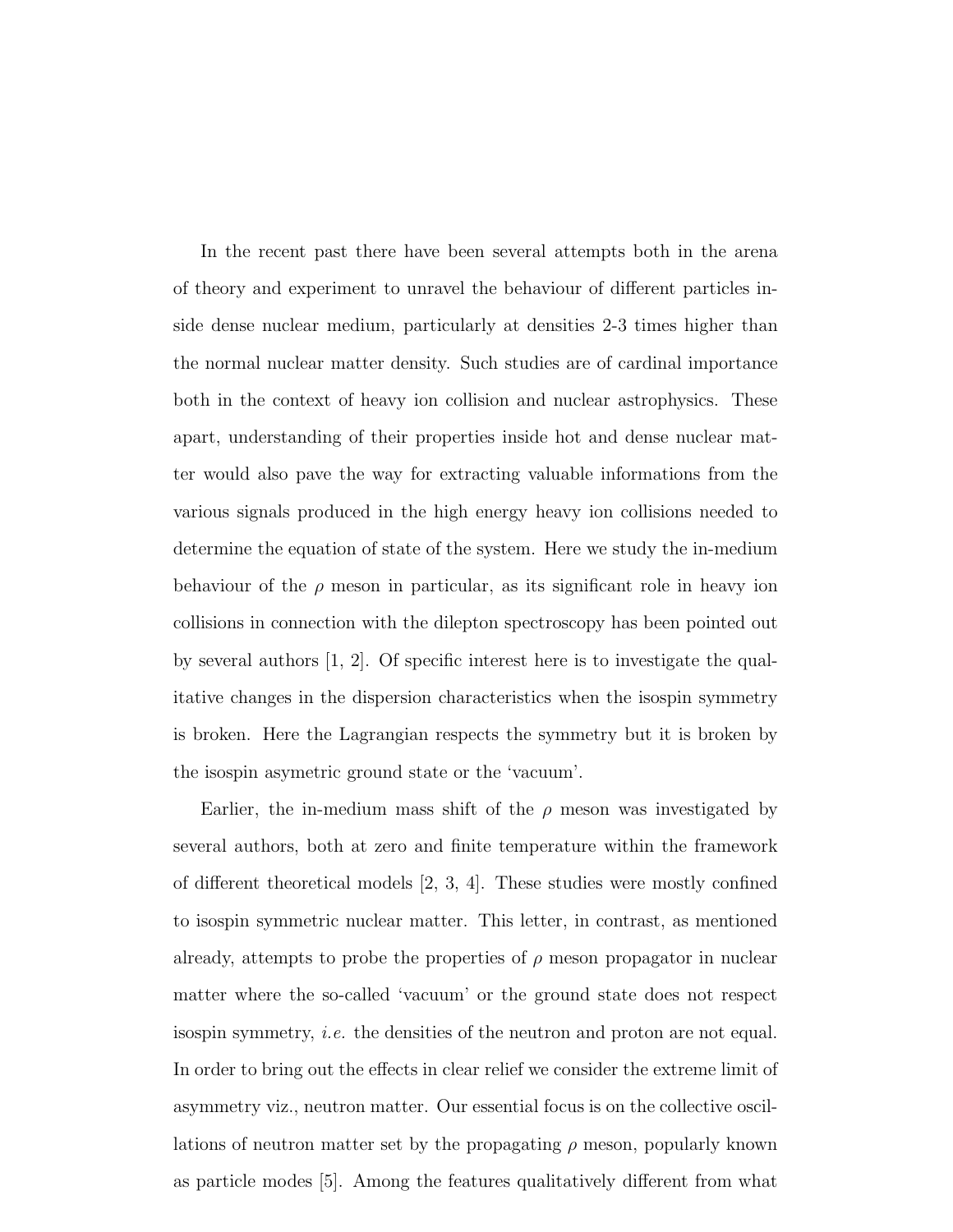In the recent past there have been several attempts both in the arena of theory and experiment to unravel the behaviour of different particles inside dense nuclear medium, particularly at densities 2-3 times higher than the normal nuclear matter density. Such studies are of cardinal importance both in the context of heavy ion collision and nuclear astrophysics. These apart, understanding of their properties inside hot and dense nuclear matter would also pave the way for extracting valuable informations from the various signals produced in the high energy heavy ion collisions needed to determine the equation of state of the system. Here we study the in-medium behaviour of the $\rho$ meson in particular, as its significant role in heavy ion collisions in connection with the dilepton spectroscopy has been pointed out by several authors [1, 2]. Of specific interest here is to investigate the qualitative changes in the dispersion characteristics when the isospin symmetry is broken. Here the Lagrangian respects the symmetry but it is broken by the isospin asymetric ground state or the 'vacuum'.

Earlier, the in-medium mass shift of the $\rho$ meson was investigated by several authors, both at zero and finite temperature within the framework of different theoretical models [2, 3, 4]. These studies were mostly confined to isospin symmetric nuclear matter. This letter, in contrast, as mentioned already, attempts to probe the properties of $\rho$ meson propagator in nuclear matter where the so-called 'vacuum' or the ground state does not respect isospin symmetry, *i.e.* the densities of the neutron and proton are not equal. In order to bring out the effects in clear relief we consider the extreme limit of asymmetry viz., neutron matter. Our essential focus is on the collective oscillations of neutron matter set by the propagating $\rho$ meson, popularly known as particle modes [5]. Among the features qualitatively different from what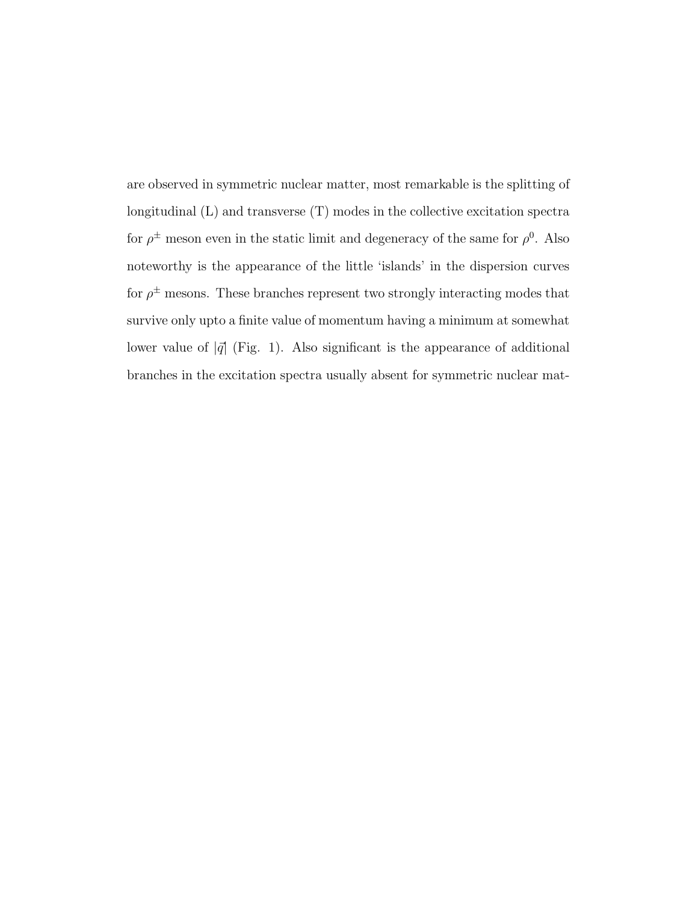are observed in symmetric nuclear matter, most remarkable is the splitting of longitudinal (L) and transverse (T) modes in the collective excitation spectra for $\rho^{\pm}$ meson even in the static limit and degeneracy of the same for $\rho^0$. Also noteworthy is the appearance of the little 'islands' in the dispersion curves for $\rho^{\pm}$ mesons. These branches represent two strongly interacting modes that survive only upto a finite value of momentum having a minimum at somewhat lower value of $|\vec{q}|$ (Fig. 1). Also significant is the appearance of additional branches in the excitation spectra usually absent for symmetric nuclear mat-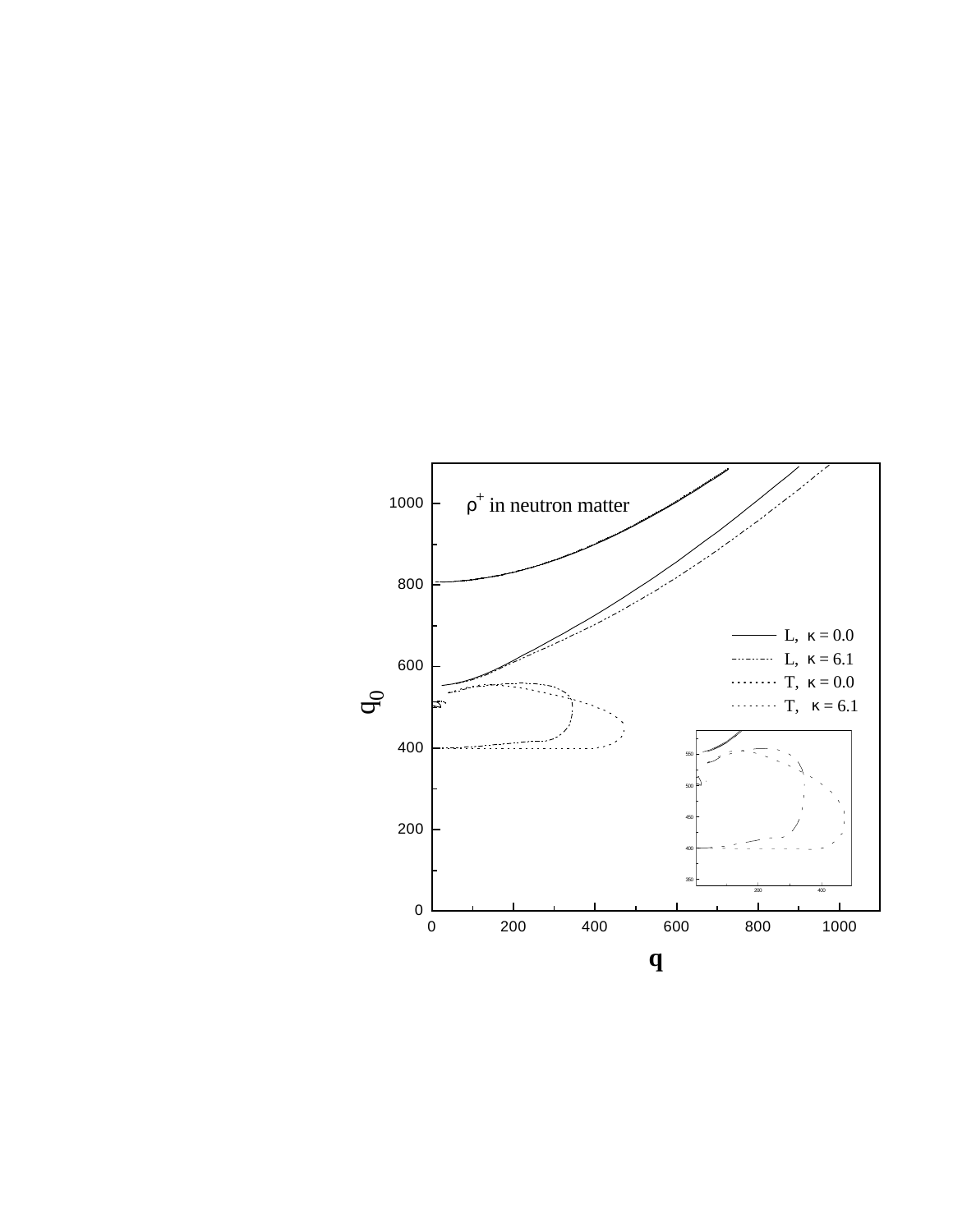$\rho^+$ in neutron matter

| Line | Legend |
|---|---|
| solid | L, $\kappa = 0.0$ |
| dash-dot | L, $\kappa = 6.1$ |
| dotted (dense) | T, $\kappa = 0.0$ |
| dotted (sparse) | T, $\kappa = 6.1$ |

$q_0$

$q$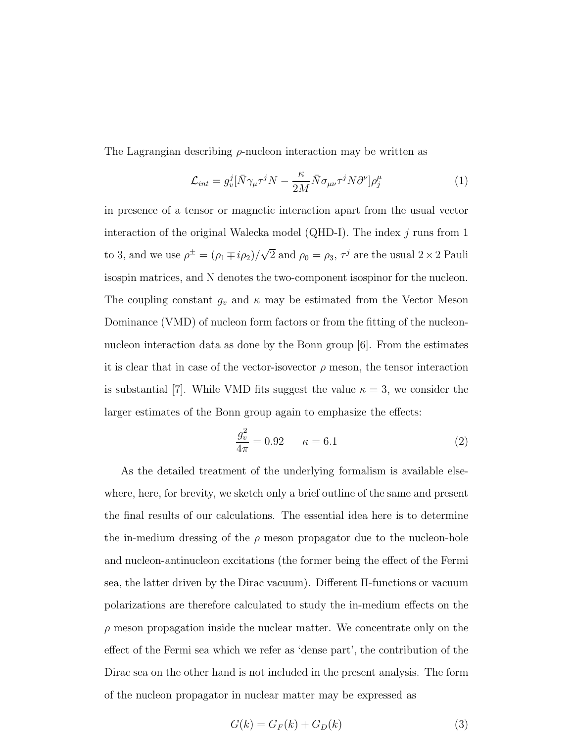The Lagrangian describing $\rho$-nucleon interaction may be written as

$$\mathcal{L}_{int} = g_v^j [\bar{N}\gamma_\mu \tau^j N - \frac{\kappa}{2M}\bar{N}\sigma_{\mu\nu}\tau^j N \partial^\nu]\rho_j^\mu \tag{1}$$

in presence of a tensor or magnetic interaction apart from the usual vector interaction of the original Walecka model (QHD-I). The index $j$ runs from 1 to 3, and we use $\rho^{\pm} = (\rho_1 \mp i\rho_2)/\sqrt{2}$ and $\rho_0 = \rho_3$, $\tau^j$ are the usual $2 \times 2$ Pauli isospin matrices, and N denotes the two-component isospinor for the nucleon. The coupling constant $g_v$ and $\kappa$ may be estimated from the Vector Meson Dominance (VMD) of nucleon form factors or from the fitting of the nucleon-nucleon interaction data as done by the Bonn group [6]. From the estimates it is clear that in case of the vector-isovector $\rho$ meson, the tensor interaction is substantial [7]. While VMD fits suggest the value $\kappa = 3$, we consider the larger estimates of the Bonn group again to emphasize the effects:

$$\frac{g_v^2}{4\pi} = 0.92 \qquad \kappa = 6.1 \tag{2}$$

As the detailed treatment of the underlying formalism is available elsewhere, here, for brevity, we sketch only a brief outline of the same and present the final results of our calculations. The essential idea here is to determine the in-medium dressing of the $\rho$ meson propagator due to the nucleon-hole and nucleon-antinucleon excitations (the former being the effect of the Fermi sea, the latter driven by the Dirac vacuum). Different $\Pi$-functions or vacuum polarizations are therefore calculated to study the in-medium effects on the $\rho$ meson propagation inside the nuclear matter. We concentrate only on the effect of the Fermi sea which we refer as 'dense part', the contribution of the Dirac sea on the other hand is not included in the present analysis. The form of the nucleon propagator in nuclear matter may be expressed as

$$G(k) = G_F(k) + G_D(k) \tag{3}$$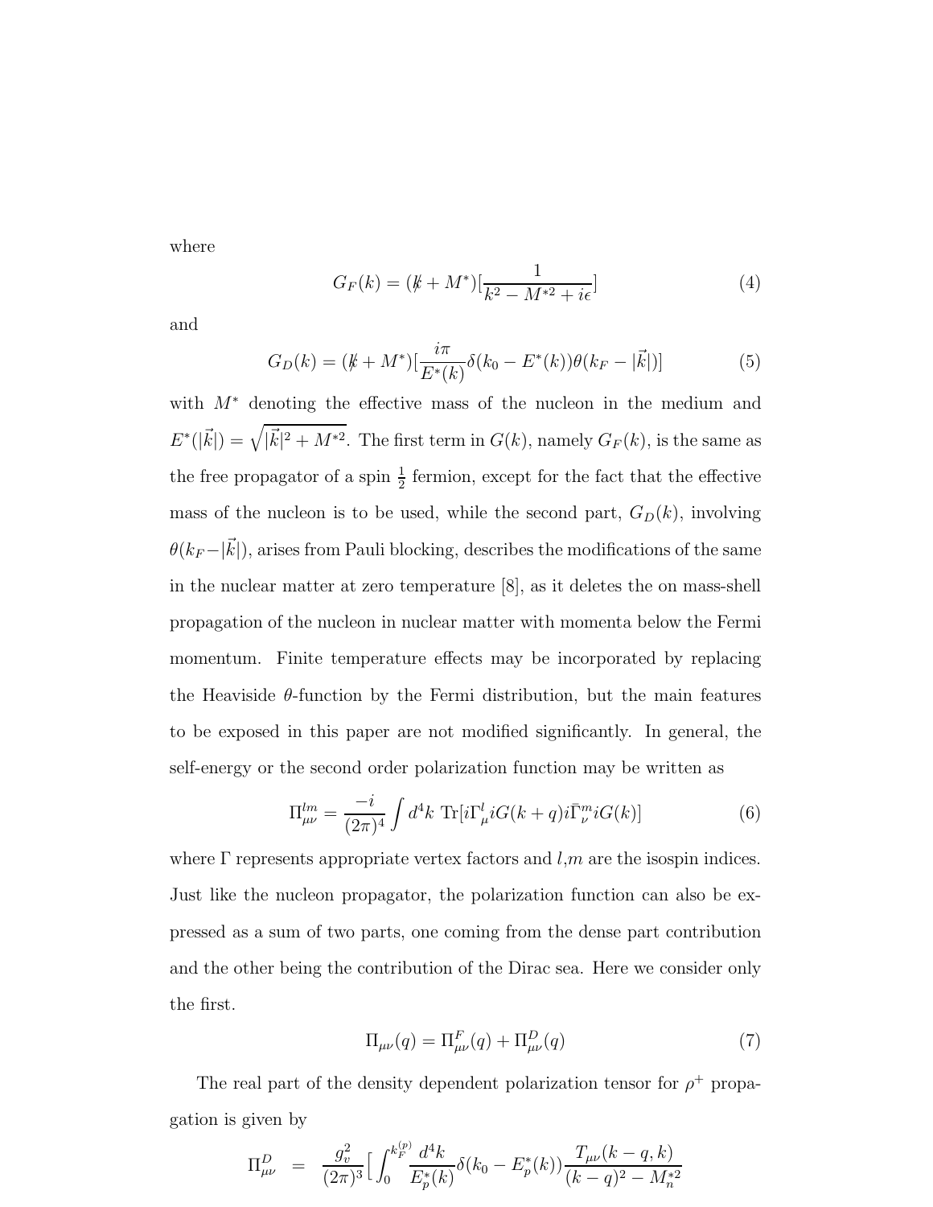where

$$G_F(k) = (\not{k} + M^*)[\frac{1}{k^2 - M^{*2} + i\epsilon}] \tag{4}$$

and

$$G_D(k) = (\not{k} + M^*)[\frac{i\pi}{E^*(k)}\delta(k_0 - E^*(k))\theta(k_F - |\vec{k}|)] \tag{5}$$

with $M^*$ denoting the effective mass of the nucleon in the medium and $E^*(|\vec{k}|) = \sqrt{|\vec{k}|^2 + M^{*2}}$. The first term in $G(k)$, namely $G_F(k)$, is the same as the free propagator of a spin $\frac{1}{2}$ fermion, except for the fact that the effective mass of the nucleon is to be used, while the second part, $G_D(k)$, involving $\theta(k_F - |\vec{k}|)$, arises from Pauli blocking, describes the modifications of the same in the nuclear matter at zero temperature [8], as it deletes the on mass-shell propagation of the nucleon in nuclear matter with momenta below the Fermi momentum. Finite temperature effects may be incorporated by replacing the Heaviside $\theta$-function by the Fermi distribution, but the main features to be exposed in this paper are not modified significantly. In general, the self-energy or the second order polarization function may be written as

$$\Pi^{lm}_{\mu\nu} = \frac{-i}{(2\pi)^4}\int d^4k \ \text{Tr}[i\Gamma^l_\mu iG(k+q)i\bar{\Gamma}^m_\nu iG(k)] \tag{6}$$

where $\Gamma$ represents appropriate vertex factors and $l$,$m$ are the isospin indices. Just like the nucleon propagator, the polarization function can also be expressed as a sum of two parts, one coming from the dense part contribution and the other being the contribution of the Dirac sea. Here we consider only the first.

$$\Pi_{\mu\nu}(q) = \Pi^F_{\mu\nu}(q) + \Pi^D_{\mu\nu}(q) \tag{7}$$

The real part of the density dependent polarization tensor for $\rho^+$ propagation is given by

$$\Pi^D_{\mu\nu} = \frac{g_v^2}{(2\pi)^3}\Big[\int_0^{k_F^{(p)}} \frac{d^4k}{E^*_p(k)}\delta(k_0 - E^*_p(k))\frac{T_{\mu\nu}(k-q,k)}{(k-q)^2 - M_n^{*2}}$$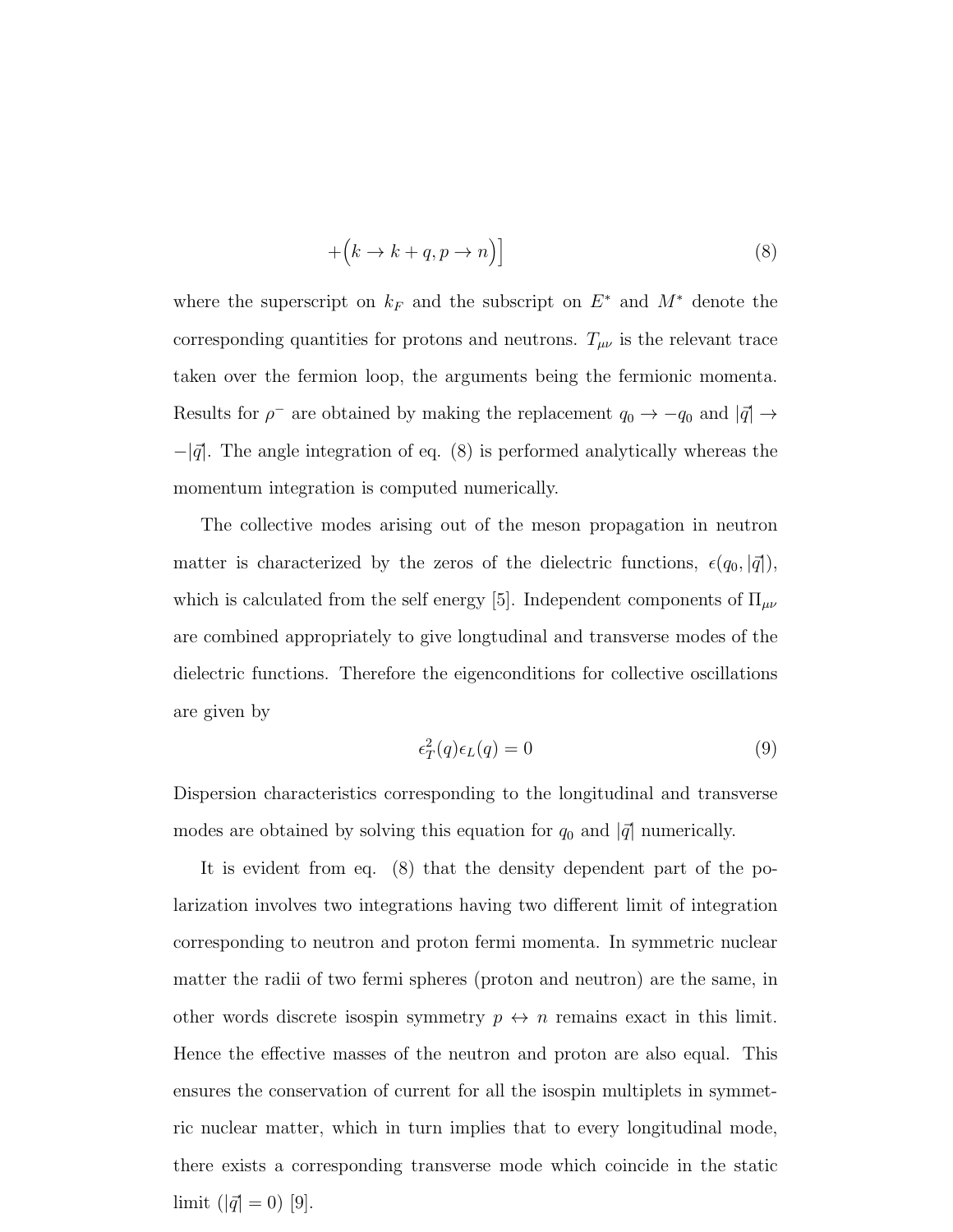$$+\Big(k \to k+q, p \to n\Big)\Big] \tag{8}$$

where the superscript on $k_F$ and the subscript on $E^*$ and $M^*$ denote the corresponding quantities for protons and neutrons. $T_{\mu\nu}$ is the relevant trace taken over the fermion loop, the arguments being the fermionic momenta. Results for $\rho^-$ are obtained by making the replacement $q_0 \to -q_0$ and $|\vec{q}| \to -|\vec{q}|$. The angle integration of eq. (8) is performed analytically whereas the momentum integration is computed numerically.

The collective modes arising out of the meson propagation in neutron matter is characterized by the zeros of the dielectric functions, $\epsilon(q_0, |\vec{q}|)$, which is calculated from the self energy [5]. Independent components of $\Pi_{\mu\nu}$ are combined appropriately to give longtudinal and transverse modes of the dielectric functions. Therefore the eigenconditions for collective oscillations are given by

$$\epsilon_T^2(q)\epsilon_L(q) = 0 \tag{9}$$

Dispersion characteristics corresponding to the longitudinal and transverse modes are obtained by solving this equation for $q_0$ and $|\vec{q}|$ numerically.

It is evident from eq. (8) that the density dependent part of the polarization involves two integrations having two different limit of integration corresponding to neutron and proton fermi momenta. In symmetric nuclear matter the radii of two fermi spheres (proton and neutron) are the same, in other words discrete isospin symmetry $p \leftrightarrow n$ remains exact in this limit. Hence the effective masses of the neutron and proton are also equal. This ensures the conservation of current for all the isospin multiplets in symmetric nuclear matter, which in turn implies that to every longitudinal mode, there exists a corresponding transverse mode which coincide in the static limit ($|\vec{q}| = 0$) [9].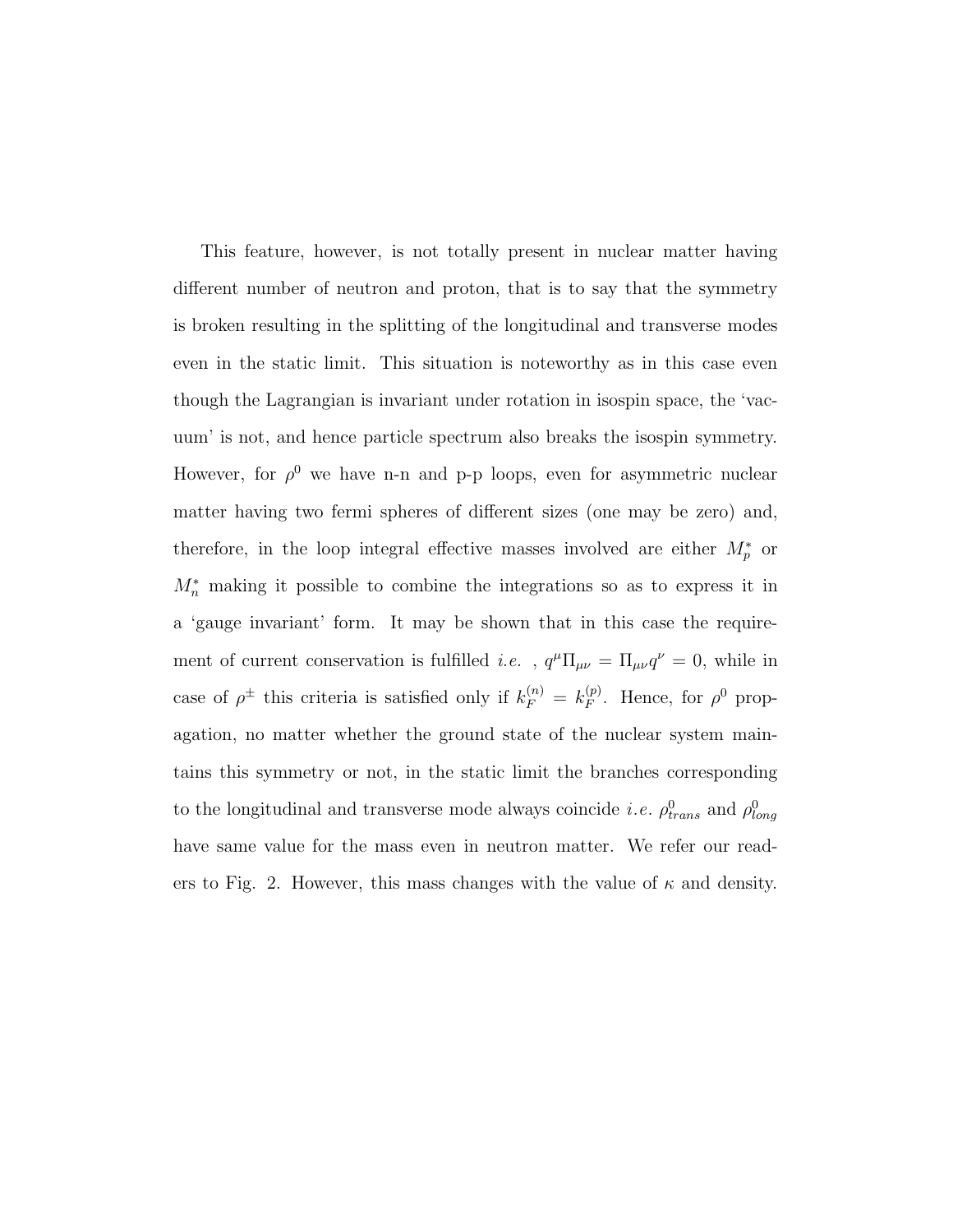This feature, however, is not totally present in nuclear matter having different number of neutron and proton, that is to say that the symmetry is broken resulting in the splitting of the longitudinal and transverse modes even in the static limit. This situation is noteworthy as in this case even though the Lagrangian is invariant under rotation in isospin space, the 'vacuum' is not, and hence particle spectrum also breaks the isospin symmetry. However, for $\rho^0$ we have n-n and p-p loops, even for asymmetric nuclear matter having two fermi spheres of different sizes (one may be zero) and, therefore, in the loop integral effective masses involved are either $M_p^*$ or $M_n^*$ making it possible to combine the integrations so as to express it in a 'gauge invariant' form. It may be shown that in this case the requirement of current conservation is fulfilled *i.e.* , $q^\mu \Pi_{\mu\nu} = \Pi_{\mu\nu} q^\nu = 0$, while in case of $\rho^\pm$ this criteria is satisfied only if $k_F^{(n)} = k_F^{(p)}$. Hence, for $\rho^0$ propagation, no matter whether the ground state of the nuclear system maintains this symmetry or not, in the static limit the branches corresponding to the longitudinal and transverse mode always coincide *i.e.* $\rho^0_{trans}$ and $\rho^0_{long}$ have same value for the mass even in neutron matter. We refer our readers to Fig. 2. However, this mass changes with the value of $\kappa$ and density.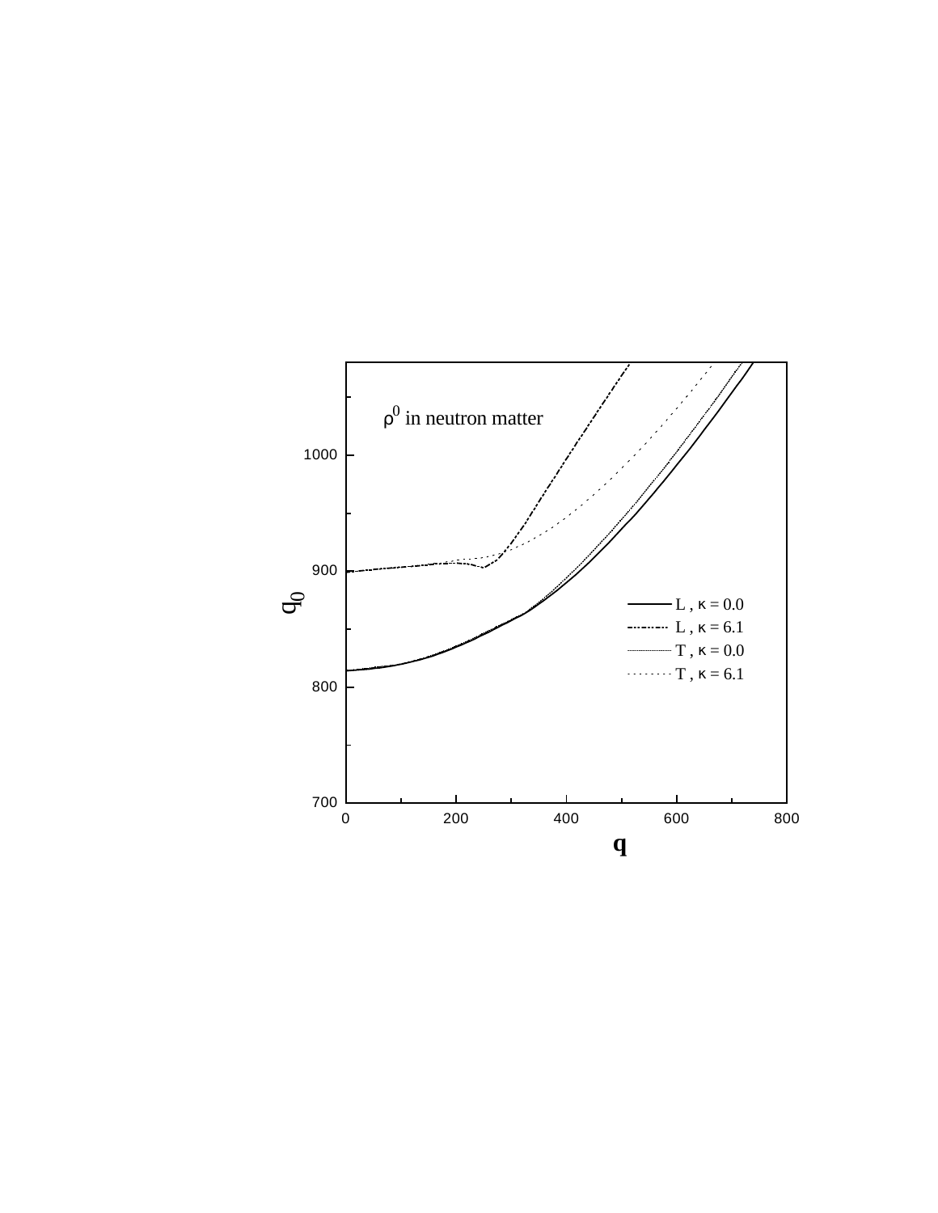$\rho^0$ in neutron matter

| | |
|---|---|
| L , $\kappa$ = 0.0 | solid line |
| L , $\kappa$ = 6.1 | dash-dot line |
| T , $\kappa$ = 0.0 | thin dotted line |
| T , $\kappa$ = 6.1 | dotted line |

$q_0$ (vertical axis: 700, 800, 900, 1000)

$\mathbf{q}$ (horizontal axis: 0, 200, 400, 600, 800)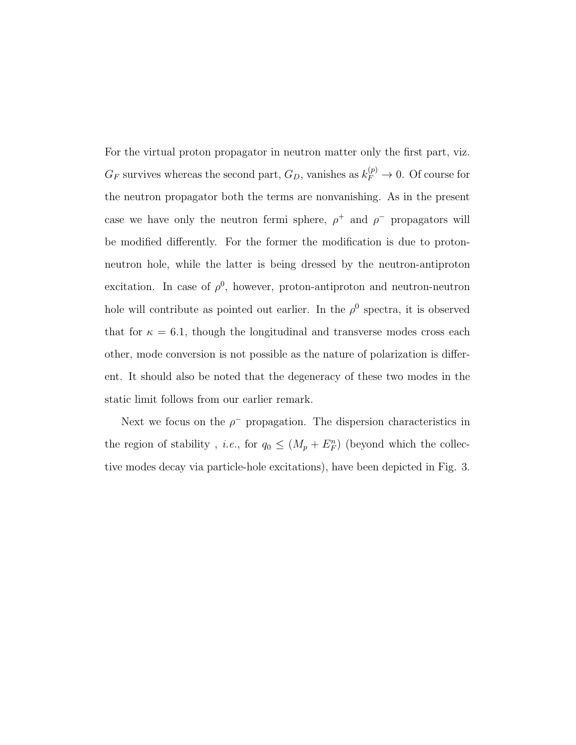For the virtual proton propagator in neutron matter only the first part, viz. $G_F$ survives whereas the second part, $G_D$, vanishes as $k_F^{(p)} \to 0$. Of course for the neutron propagator both the terms are nonvanishing. As in the present case we have only the neutron fermi sphere, $\rho^+$ and $\rho^-$ propagators will be modified differently. For the former the modification is due to proton-neutron hole, while the latter is being dressed by the neutron-antiproton excitation. In case of $\rho^0$, however, proton-antiproton and neutron-neutron hole will contribute as pointed out earlier. In the $\rho^0$ spectra, it is observed that for $\kappa = 6.1$, though the longitudinal and transverse modes cross each other, mode conversion is not possible as the nature of polarization is different. It should also be noted that the degeneracy of these two modes in the static limit follows from our earlier remark.

Next we focus on the $\rho^-$ propagation. The dispersion characteristics in the region of stability , *i.e.*, for $q_0 \leq (M_p + E_F^n)$ (beyond which the collective modes decay via particle-hole excitations), have been depicted in Fig. 3.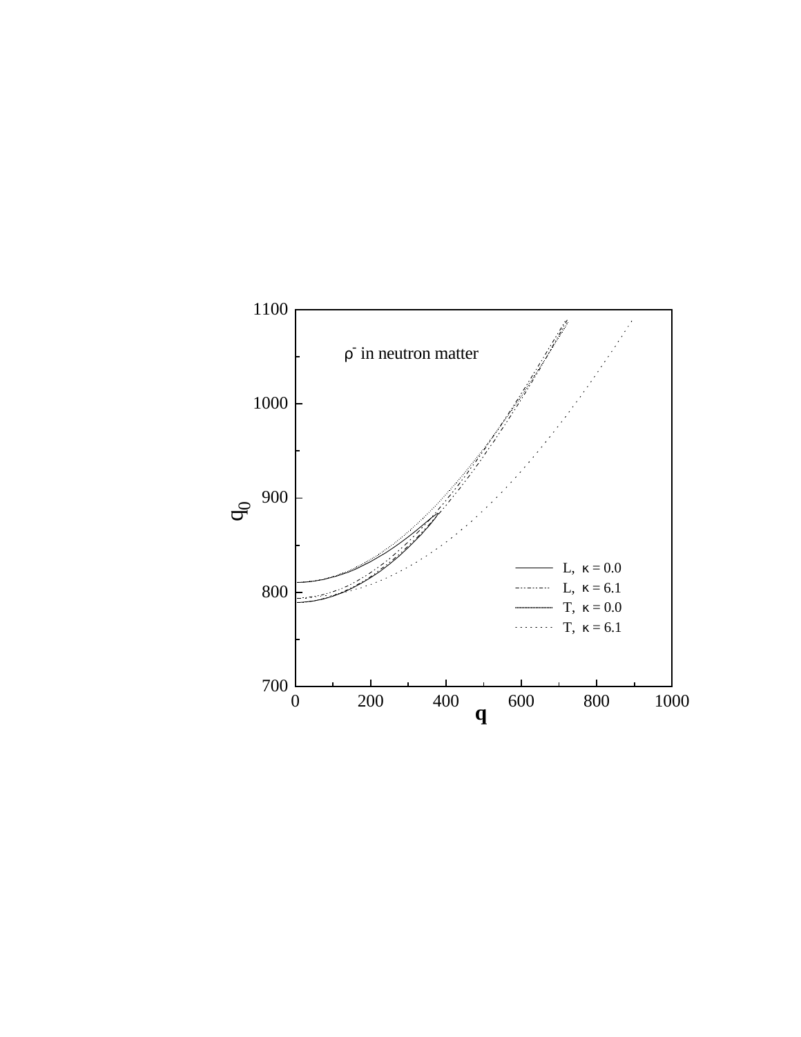$\rho^-$ in neutron matter

| Line | Mode | $\kappa$ |
|---|---|---|
| solid | L | $\kappa = 0.0$ |
| dash-dot | L | $\kappa = 6.1$ |
| dense dotted | T | $\kappa = 0.0$ |
| sparse dotted | T | $\kappa = 6.1$ |

$q_0$ (vertical axis: 700–1100)

$\mathbf{q}$ (horizontal axis: 0–1000)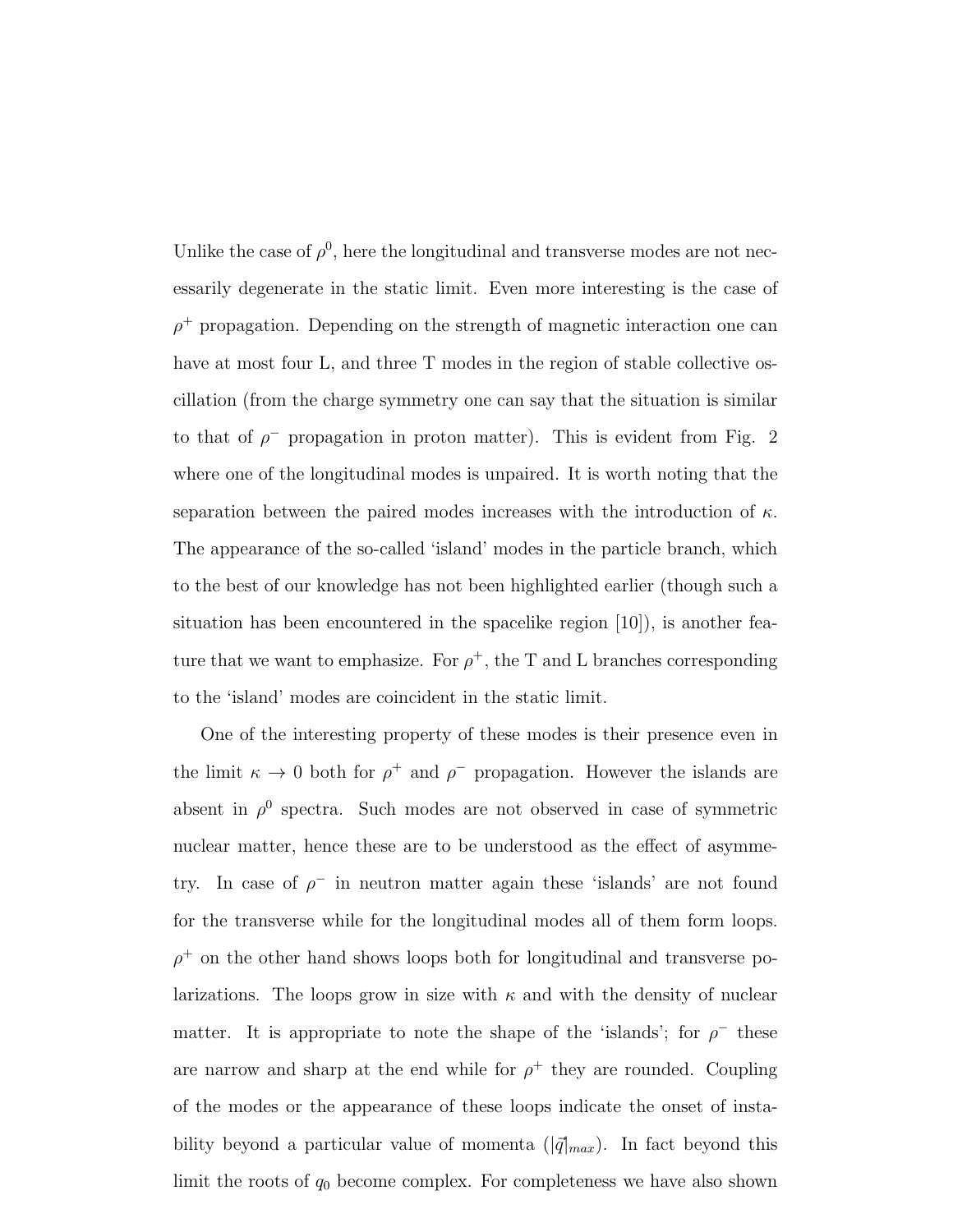Unlike the case of $\rho^0$, here the longitudinal and transverse modes are not necessarily degenerate in the static limit. Even more interesting is the case of $\rho^+$ propagation. Depending on the strength of magnetic interaction one can have at most four L, and three T modes in the region of stable collective oscillation (from the charge symmetry one can say that the situation is similar to that of $\rho^-$ propagation in proton matter). This is evident from Fig. 2 where one of the longitudinal modes is unpaired. It is worth noting that the separation between the paired modes increases with the introduction of $\kappa$. The appearance of the so-called 'island' modes in the particle branch, which to the best of our knowledge has not been highlighted earlier (though such a situation has been encountered in the spacelike region [10]), is another feature that we want to emphasize. For $\rho^+$, the T and L branches corresponding to the 'island' modes are coincident in the static limit.

One of the interesting property of these modes is their presence even in the limit $\kappa \to 0$ both for $\rho^+$ and $\rho^-$ propagation. However the islands are absent in $\rho^0$ spectra. Such modes are not observed in case of symmetric nuclear matter, hence these are to be understood as the effect of asymmetry. In case of $\rho^-$ in neutron matter again these 'islands' are not found for the transverse while for the longitudinal modes all of them form loops. $\rho^+$ on the other hand shows loops both for longitudinal and transverse polarizations. The loops grow in size with $\kappa$ and with the density of nuclear matter. It is appropriate to note the shape of the 'islands'; for $\rho^-$ these are narrow and sharp at the end while for $\rho^+$ they are rounded. Coupling of the modes or the appearance of these loops indicate the onset of instability beyond a particular value of momenta ($|\vec{q}|_{max}$). In fact beyond this limit the roots of $q_0$ become complex. For completeness we have also shown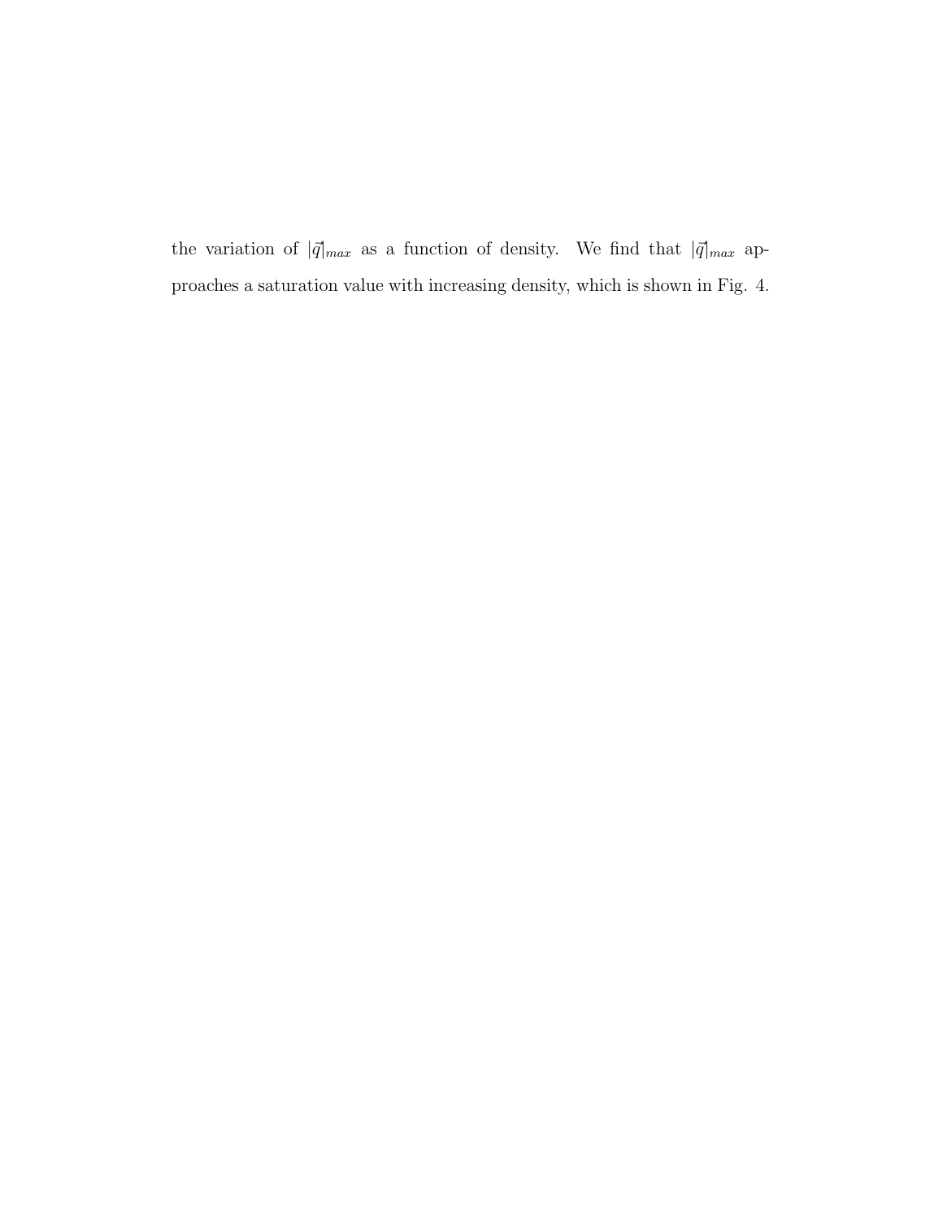the variation of $|\vec{q}|_{max}$ as a function of density. We find that $|\vec{q}|_{max}$ approaches a saturation value with increasing density, which is shown in Fig. 4.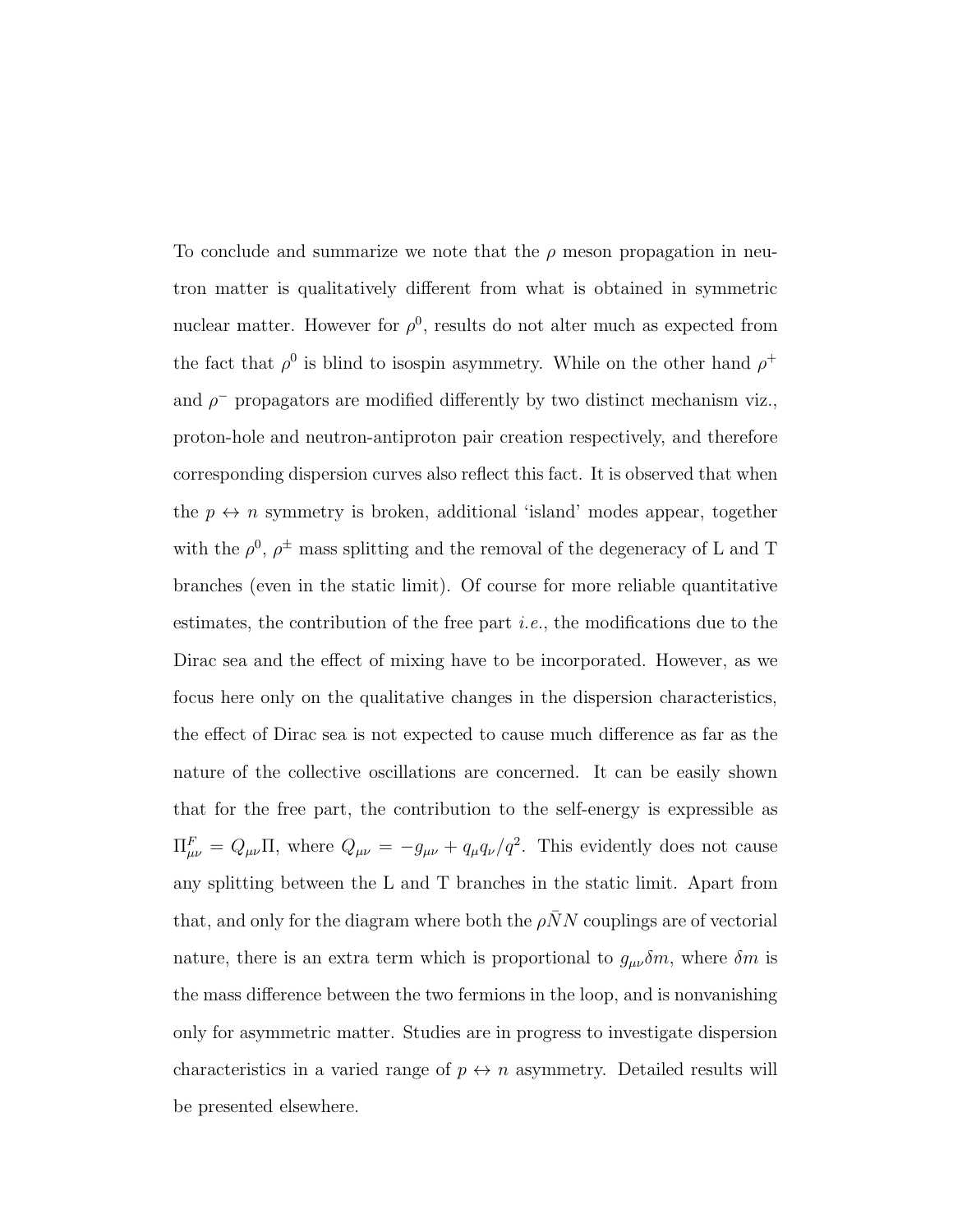To conclude and summarize we note that the $\rho$ meson propagation in neutron matter is qualitatively different from what is obtained in symmetric nuclear matter. However for $\rho^0$, results do not alter much as expected from the fact that $\rho^0$ is blind to isospin asymmetry. While on the other hand $\rho^+$ and $\rho^-$ propagators are modified differently by two distinct mechanism viz., proton-hole and neutron-antiproton pair creation respectively, and therefore corresponding dispersion curves also reflect this fact. It is observed that when the $p \leftrightarrow n$ symmetry is broken, additional 'island' modes appear, together with the $\rho^0$, $\rho^\pm$ mass splitting and the removal of the degeneracy of L and T branches (even in the static limit). Of course for more reliable quantitative estimates, the contribution of the free part *i.e.*, the modifications due to the Dirac sea and the effect of mixing have to be incorporated. However, as we focus here only on the qualitative changes in the dispersion characteristics, the effect of Dirac sea is not expected to cause much difference as far as the nature of the collective oscillations are concerned. It can be easily shown that for the free part, the contribution to the self-energy is expressible as $\Pi^F_{\mu\nu} = Q_{\mu\nu}\Pi$, where $Q_{\mu\nu} = -g_{\mu\nu} + q_\mu q_\nu/q^2$. This evidently does not cause any splitting between the L and T branches in the static limit. Apart from that, and only for the diagram where both the $\rho\bar{N}N$ couplings are of vectorial nature, there is an extra term which is proportional to $g_{\mu\nu}\delta m$, where $\delta m$ is the mass difference between the two fermions in the loop, and is nonvanishing only for asymmetric matter. Studies are in progress to investigate dispersion characteristics in a varied range of $p \leftrightarrow n$ asymmetry. Detailed results will be presented elsewhere.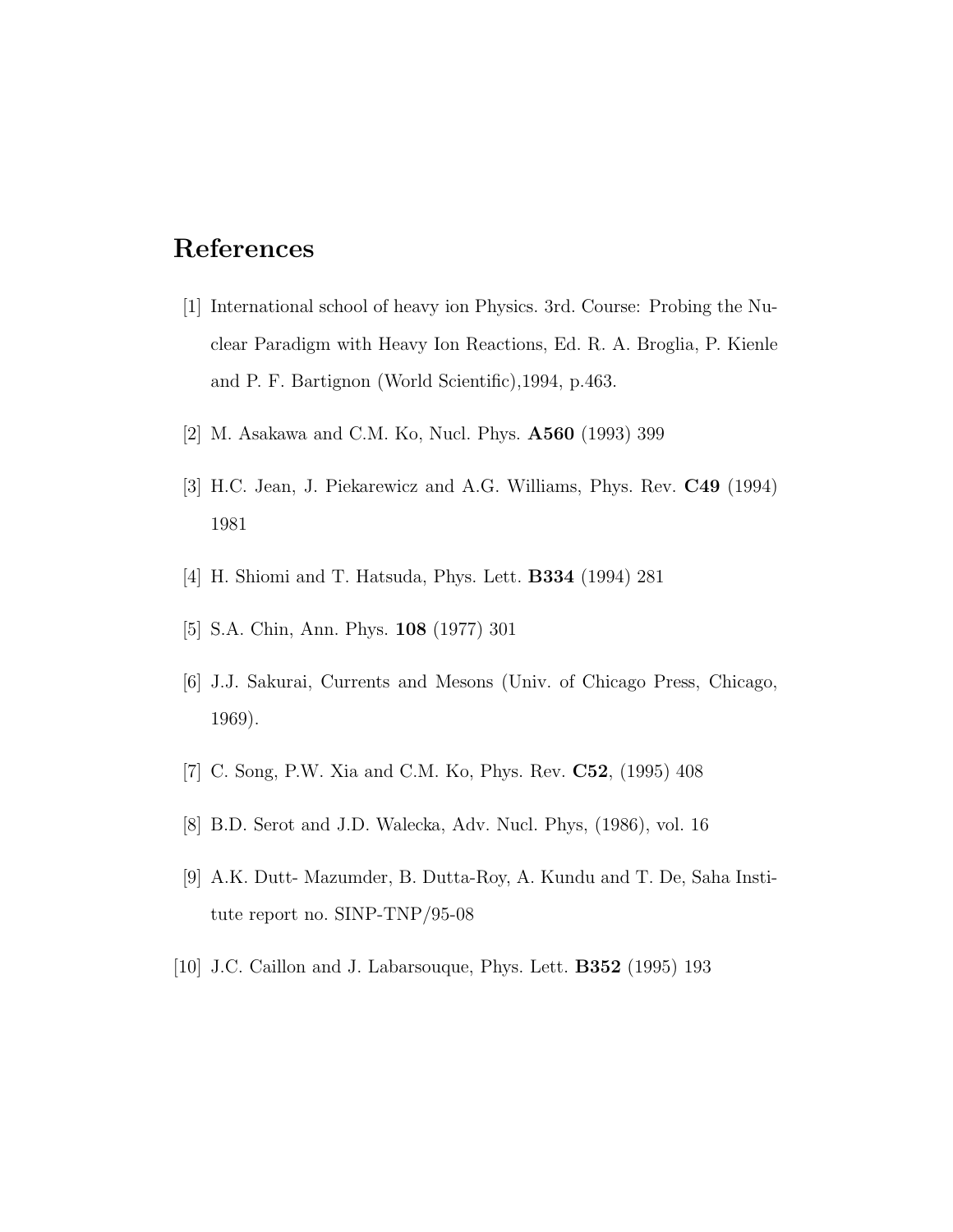# References

[1] International school of heavy ion Physics. 3rd. Course: Probing the Nuclear Paradigm with Heavy Ion Reactions, Ed. R. A. Broglia, P. Kienle and P. F. Bartignon (World Scientific),1994, p.463.

[2] M. Asakawa and C.M. Ko, Nucl. Phys. **A560** (1993) 399

[3] H.C. Jean, J. Piekarewicz and A.G. Williams, Phys. Rev. **C49** (1994) 1981

[4] H. Shiomi and T. Hatsuda, Phys. Lett. **B334** (1994) 281

[5] S.A. Chin, Ann. Phys. **108** (1977) 301

[6] J.J. Sakurai, Currents and Mesons (Univ. of Chicago Press, Chicago, 1969).

[7] C. Song, P.W. Xia and C.M. Ko, Phys. Rev. **C52**, (1995) 408

[8] B.D. Serot and J.D. Walecka, Adv. Nucl. Phys, (1986), vol. 16

[9] A.K. Dutt- Mazumder, B. Dutta-Roy, A. Kundu and T. De, Saha Institute report no. SINP-TNP/95-08

[10] J.C. Caillon and J. Labarsouque, Phys. Lett. **B352** (1995) 193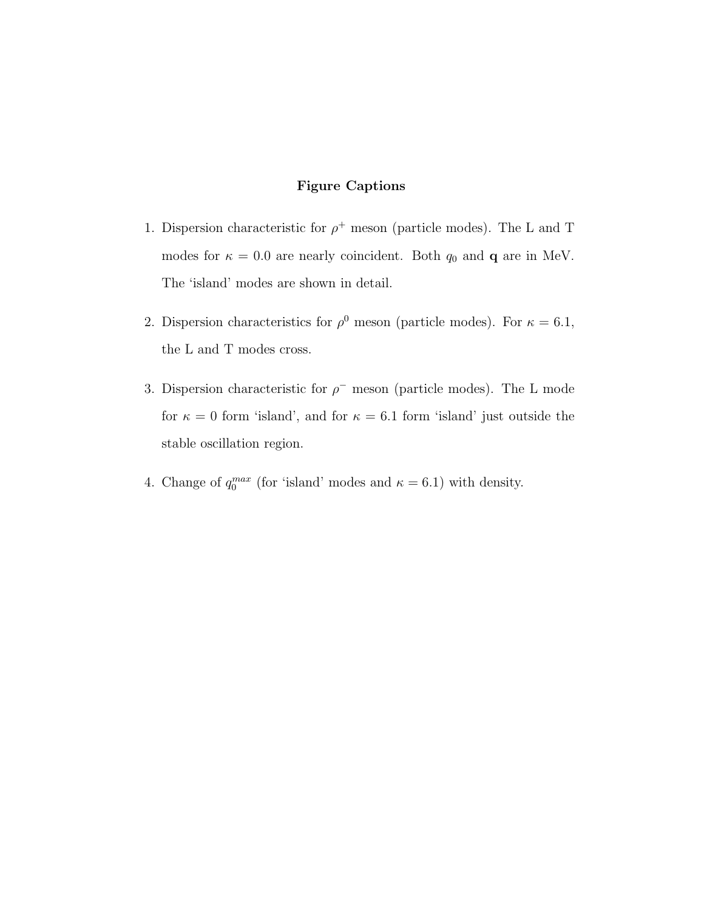## Figure Captions

1. Dispersion characteristic for $\rho^+$ meson (particle modes). The L and T modes for $\kappa = 0.0$ are nearly coincident. Both $q_0$ and $\mathbf{q}$ are in MeV. The 'island' modes are shown in detail.

2. Dispersion characteristics for $\rho^0$ meson (particle modes). For $\kappa = 6.1$, the L and T modes cross.

3. Dispersion characteristic for $\rho^-$ meson (particle modes). The L mode for $\kappa = 0$ form 'island', and for $\kappa = 6.1$ form 'island' just outside the stable oscillation region.

4. Change of $q_0^{max}$ (for 'island' modes and $\kappa = 6.1$) with density.